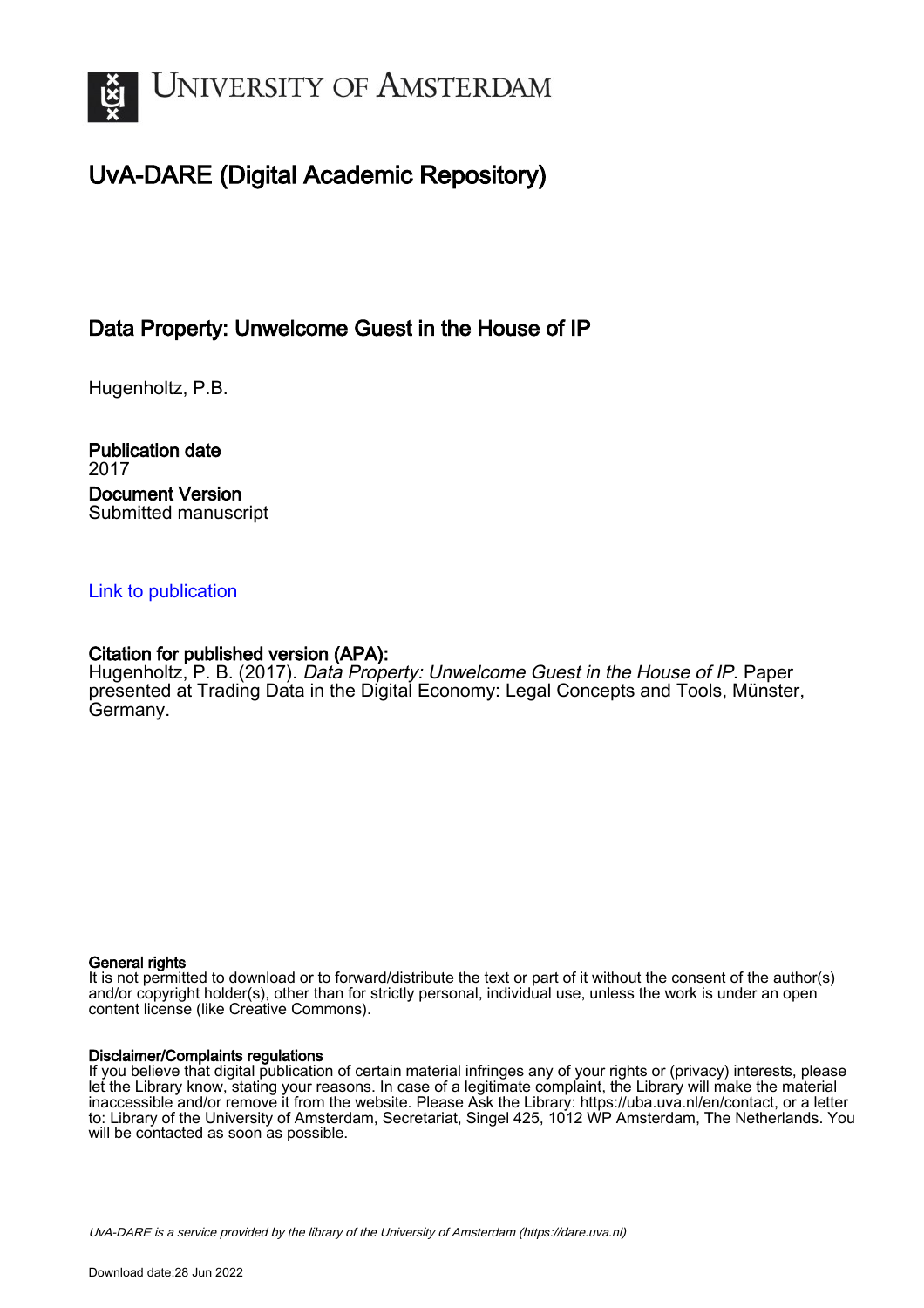# UvA-DARE (Digital Academic Repository)

## Data Property: Unwelcome Guest in the House of IP

Hugenholtz, P.B.

**Publication date**
2017

**Document Version**
Submitted manuscript

[Link to publication]

**Citation for published version (APA):**
Hugenholtz, P. B. (2017). *Data Property: Unwelcome Guest in the House of IP*. Paper presented at Trading Data in the Digital Economy: Legal Concepts and Tools, Münster, Germany.

**General rights**
It is not permitted to download or to forward/distribute the text or part of it without the consent of the author(s) and/or copyright holder(s), other than for strictly personal, individual use, unless the work is under an open content license (like Creative Commons).

**Disclaimer/Complaints regulations**
If you believe that digital publication of certain material infringes any of your rights or (privacy) interests, please let the Library know, stating your reasons. In case of a legitimate complaint, the Library will make the material inaccessible and/or remove it from the website. Please Ask the Library: https://uba.uva.nl/en/contact, or a letter to: Library of the University of Amsterdam, Secretariat, Singel 425, 1012 WP Amsterdam, The Netherlands. You will be contacted as soon as possible.

*UvA-DARE is a service provided by the library of the University of Amsterdam (https://dare.uva.nl)*

Download date:28 Jun 2022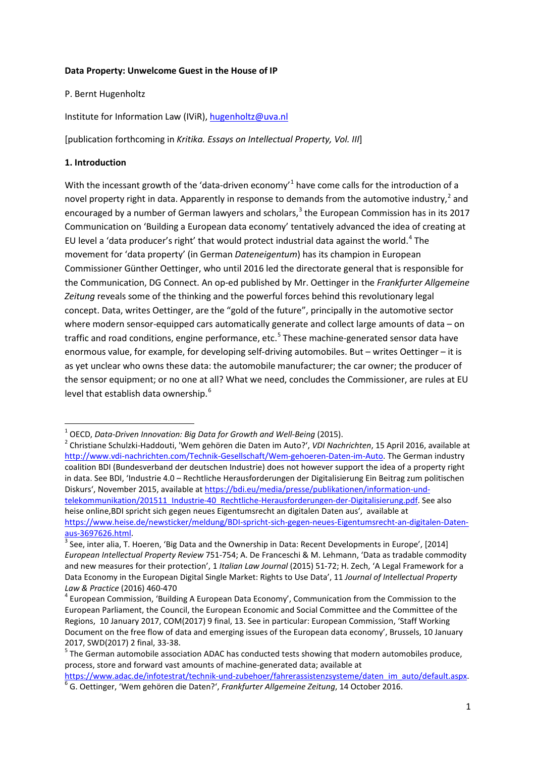**Data Property: Unwelcome Guest in the House of IP**

P. Bernt Hugenholtz

Institute for Information Law (IViR), hugenholtz@uva.nl

[publication forthcoming in *Kritika. Essays on Intellectual Property, Vol. III*]

## 1. Introduction

With the incessant growth of the 'data-driven economy'[1] have come calls for the introduction of a novel property right in data. Apparently in response to demands from the automotive industry,[2] and encouraged by a number of German lawyers and scholars,[3] the European Commission has in its 2017 Communication on 'Building a European data economy' tentatively advanced the idea of creating at EU level a 'data producer's right' that would protect industrial data against the world.[4] The movement for 'data property' (in German *Dateneigentum*) has its champion in European Commissioner Günther Oettinger, who until 2016 led the directorate general that is responsible for the Communication, DG Connect. An op-ed published by Mr. Oettinger in the *Frankfurter Allgemeine Zeitung* reveals some of the thinking and the powerful forces behind this revolutionary legal concept. Data, writes Oettinger, are the "gold of the future", principally in the automotive sector where modern sensor-equipped cars automatically generate and collect large amounts of data – on traffic and road conditions, engine performance, etc.[5] These machine-generated sensor data have enormous value, for example, for developing self-driving automobiles. But – writes Oettinger – it is as yet unclear who owns these data: the automobile manufacturer; the car owner; the producer of the sensor equipment; or no one at all? What we need, concludes the Commissioner, are rules at EU level that establish data ownership.[6]

---

[1] OECD, *Data-Driven Innovation: Big Data for Growth and Well-Being* (2015).

[2] Christiane Schulzki-Haddouti, 'Wem gehören die Daten im Auto?', *VDI Nachrichten*, 15 April 2016, available at http://www.vdi-nachrichten.com/Technik-Gesellschaft/Wem-gehoeren-Daten-im-Auto. The German industry coalition BDI (Bundesverband der deutschen Industrie) does not however support the idea of a property right in data. See BDI, 'Industrie 4.0 – Rechtliche Herausforderungen der Digitalisierung Ein Beitrag zum politischen Diskurs', November 2015, available at https://bdi.eu/media/presse/publikationen/information-und-telekommunikation/201511_Industrie-40_Rechtliche-Herausforderungen-der-Digitalisierung.pdf. See also heise online,BDI spricht sich gegen neues Eigentumsrecht an digitalen Daten aus', available at https://www.heise.de/newsticker/meldung/BDI-spricht-sich-gegen-neues-Eigentumsrecht-an-digitalen-Daten-aus-3697626.html.

[3] See, inter alia, T. Hoeren, 'Big Data and the Ownership in Data: Recent Developments in Europe', [2014] *European Intellectual Property Review* 751-754; A. De Franceschi & M. Lehmann, 'Data as tradable commodity and new measures for their protection', 1 *Italian Law Journal* (2015) 51-72; H. Zech, 'A Legal Framework for a Data Economy in the European Digital Single Market: Rights to Use Data', 11 *Journal of Intellectual Property Law & Practice* (2016) 460-470

[4] European Commission, 'Building A European Data Economy', Communication from the Commission to the European Parliament, the Council, the European Economic and Social Committee and the Committee of the Regions, 10 January 2017, COM(2017) 9 final, 13. See in particular: European Commission, 'Staff Working Document on the free flow of data and emerging issues of the European data economy', Brussels, 10 January 2017, SWD(2017) 2 final, 33-38.

[5] The German automobile association ADAC has conducted tests showing that modern automobiles produce, process, store and forward vast amounts of machine-generated data; available at https://www.adac.de/infotestrat/technik-und-zubehoer/fahrerassistenzsysteme/daten_im_auto/default.aspx.

[6] G. Oettinger, 'Wem gehören die Daten?', *Frankfurter Allgemeine Zeitung*, 14 October 2016.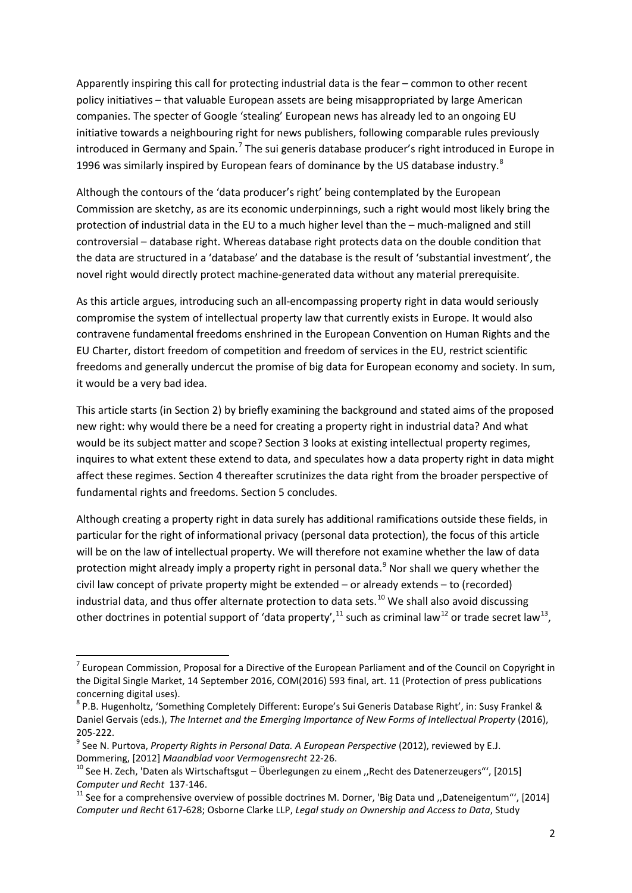Apparently inspiring this call for protecting industrial data is the fear – common to other recent policy initiatives – that valuable European assets are being misappropriated by large American companies. The specter of Google 'stealing' European news has already led to an ongoing EU initiative towards a neighbouring right for news publishers, following comparable rules previously introduced in Germany and Spain.[7] The sui generis database producer's right introduced in Europe in 1996 was similarly inspired by European fears of dominance by the US database industry.[8]

Although the contours of the 'data producer's right' being contemplated by the European Commission are sketchy, as are its economic underpinnings, such a right would most likely bring the protection of industrial data in the EU to a much higher level than the – much-maligned and still controversial – database right. Whereas database right protects data on the double condition that the data are structured in a 'database' and the database is the result of 'substantial investment', the novel right would directly protect machine-generated data without any material prerequisite.

As this article argues, introducing such an all-encompassing property right in data would seriously compromise the system of intellectual property law that currently exists in Europe. It would also contravene fundamental freedoms enshrined in the European Convention on Human Rights and the EU Charter, distort freedom of competition and freedom of services in the EU, restrict scientific freedoms and generally undercut the promise of big data for European economy and society. In sum, it would be a very bad idea.

This article starts (in Section 2) by briefly examining the background and stated aims of the proposed new right: why would there be a need for creating a property right in industrial data? And what would be its subject matter and scope? Section 3 looks at existing intellectual property regimes, inquires to what extent these extend to data, and speculates how a data property right in data might affect these regimes. Section 4 thereafter scrutinizes the data right from the broader perspective of fundamental rights and freedoms. Section 5 concludes.

Although creating a property right in data surely has additional ramifications outside these fields, in particular for the right of informational privacy (personal data protection), the focus of this article will be on the law of intellectual property. We will therefore not examine whether the law of data protection might already imply a property right in personal data.[9] Nor shall we query whether the civil law concept of private property might be extended – or already extends – to (recorded) industrial data, and thus offer alternate protection to data sets.[10] We shall also avoid discussing other doctrines in potential support of 'data property',[11] such as criminal law[12] or trade secret law[13],

---

[7] European Commission, Proposal for a Directive of the European Parliament and of the Council on Copyright in the Digital Single Market, 14 September 2016, COM(2016) 593 final, art. 11 (Protection of press publications concerning digital uses).

[8] P.B. Hugenholtz, 'Something Completely Different: Europe's Sui Generis Database Right', in: Susy Frankel & Daniel Gervais (eds.), *The Internet and the Emerging Importance of New Forms of Intellectual Property* (2016), 205-222.

[9] See N. Purtova, *Property Rights in Personal Data. A European Perspective* (2012), reviewed by E.J. Dommering, [2012] *Maandblad voor Vermogensrecht* 22-26.

[10] See H. Zech, 'Daten als Wirtschaftsgut – Überlegungen zu einem ,,Recht des Datenerzeugers"', [2015] *Computer und Recht* 137-146.

[11] See for a comprehensive overview of possible doctrines M. Dorner, 'Big Data und ,,Dateneigentum"', [2014] *Computer und Recht* 617-628; Osborne Clarke LLP, *Legal study on Ownership and Access to Data*, Study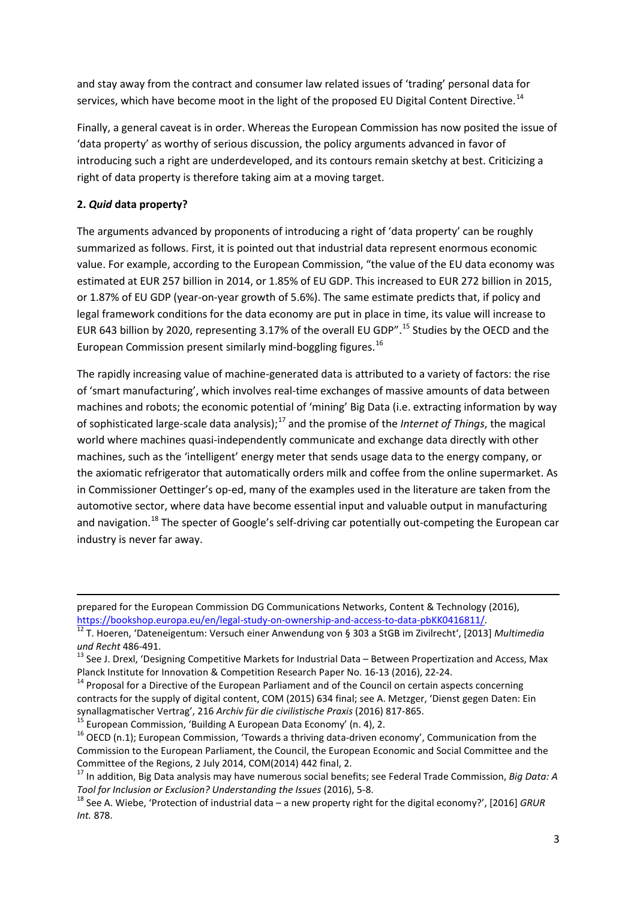and stay away from the contract and consumer law related issues of 'trading' personal data for services, which have become moot in the light of the proposed EU Digital Content Directive.[14]

Finally, a general caveat is in order. Whereas the European Commission has now posited the issue of 'data property' as worthy of serious discussion, the policy arguments advanced in favor of introducing such a right are underdeveloped, and its contours remain sketchy at best. Criticizing a right of data property is therefore taking aim at a moving target.

## 2. *Quid* data property?

The arguments advanced by proponents of introducing a right of 'data property' can be roughly summarized as follows. First, it is pointed out that industrial data represent enormous economic value. For example, according to the European Commission, "the value of the EU data economy was estimated at EUR 257 billion in 2014, or 1.85% of EU GDP. This increased to EUR 272 billion in 2015, or 1.87% of EU GDP (year-on-year growth of 5.6%). The same estimate predicts that, if policy and legal framework conditions for the data economy are put in place in time, its value will increase to EUR 643 billion by 2020, representing 3.17% of the overall EU GDP".[15] Studies by the OECD and the European Commission present similarly mind-boggling figures.[16]

The rapidly increasing value of machine-generated data is attributed to a variety of factors: the rise of 'smart manufacturing', which involves real-time exchanges of massive amounts of data between machines and robots; the economic potential of 'mining' Big Data (i.e. extracting information by way of sophisticated large-scale data analysis);[17] and the promise of the *Internet of Things*, the magical world where machines quasi-independently communicate and exchange data directly with other machines, such as the 'intelligent' energy meter that sends usage data to the energy company, or the axiomatic refrigerator that automatically orders milk and coffee from the online supermarket. As in Commissioner Oettinger's op-ed, many of the examples used in the literature are taken from the automotive sector, where data have become essential input and valuable output in manufacturing and navigation.[18] The specter of Google's self-driving car potentially out-competing the European car industry is never far away.

---

prepared for the European Commission DG Communications Networks, Content & Technology (2016), https://bookshop.europa.eu/en/legal-study-on-ownership-and-access-to-data-pbKK0416811/.

[12] T. Hoeren, 'Dateneigentum: Versuch einer Anwendung von § 303 a StGB im Zivilrecht', [2013] *Multimedia und Recht* 486-491.

[13] See J. Drexl, 'Designing Competitive Markets for Industrial Data – Between Propertization and Access, Max Planck Institute for Innovation & Competition Research Paper No. 16-13 (2016), 22-24.

[14] Proposal for a Directive of the European Parliament and of the Council on certain aspects concerning contracts for the supply of digital content, COM (2015) 634 final; see A. Metzger, 'Dienst gegen Daten: Ein synallagmatischer Vertrag', 216 *Archiv für die civilistische Praxis* (2016) 817-865.

[15] European Commission, 'Building A European Data Economy' (n. 4), 2.

[16] OECD (n.1); European Commission, 'Towards a thriving data-driven economy', Communication from the Commission to the European Parliament, the Council, the European Economic and Social Committee and the Committee of the Regions, 2 July 2014, COM(2014) 442 final, 2.

[17] In addition, Big Data analysis may have numerous social benefits; see Federal Trade Commission, *Big Data: A Tool for Inclusion or Exclusion? Understanding the Issues* (2016), 5-8.

[18] See A. Wiebe, 'Protection of industrial data – a new property right for the digital economy?', [2016] *GRUR Int.* 878.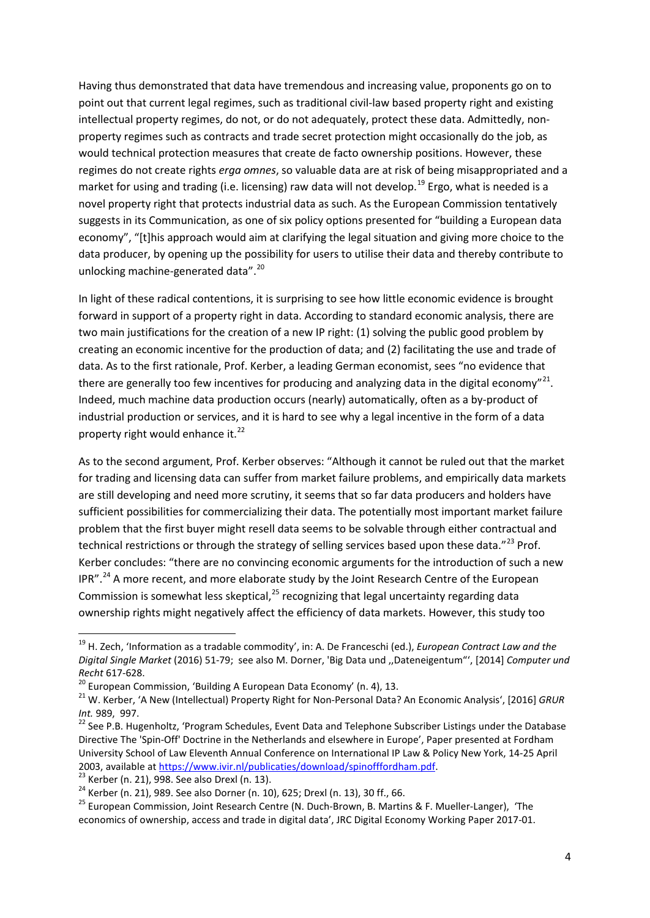Having thus demonstrated that data have tremendous and increasing value, proponents go on to point out that current legal regimes, such as traditional civil-law based property right and existing intellectual property regimes, do not, or do not adequately, protect these data. Admittedly, non-property regimes such as contracts and trade secret protection might occasionally do the job, as would technical protection measures that create de facto ownership positions. However, these regimes do not create rights *erga omnes*, so valuable data are at risk of being misappropriated and a market for using and trading (i.e. licensing) raw data will not develop.[19] Ergo, what is needed is a novel property right that protects industrial data as such. As the European Commission tentatively suggests in its Communication, as one of six policy options presented for "building a European data economy", "[t]his approach would aim at clarifying the legal situation and giving more choice to the data producer, by opening up the possibility for users to utilise their data and thereby contribute to unlocking machine-generated data".[20]

In light of these radical contentions, it is surprising to see how little economic evidence is brought forward in support of a property right in data. According to standard economic analysis, there are two main justifications for the creation of a new IP right: (1) solving the public good problem by creating an economic incentive for the production of data; and (2) facilitating the use and trade of data. As to the first rationale, Prof. Kerber, a leading German economist, sees "no evidence that there are generally too few incentives for producing and analyzing data in the digital economy"[21]. Indeed, much machine data production occurs (nearly) automatically, often as a by-product of industrial production or services, and it is hard to see why a legal incentive in the form of a data property right would enhance it.[22]

As to the second argument, Prof. Kerber observes: "Although it cannot be ruled out that the market for trading and licensing data can suffer from market failure problems, and empirically data markets are still developing and need more scrutiny, it seems that so far data producers and holders have sufficient possibilities for commercializing their data. The potentially most important market failure problem that the first buyer might resell data seems to be solvable through either contractual and technical restrictions or through the strategy of selling services based upon these data."[23] Prof. Kerber concludes: "there are no convincing economic arguments for the introduction of such a new IPR".[24] A more recent, and more elaborate study by the Joint Research Centre of the European Commission is somewhat less skeptical,[25] recognizing that legal uncertainty regarding data ownership rights might negatively affect the efficiency of data markets. However, this study too

---

[19] H. Zech, 'Information as a tradable commodity', in: A. De Franceschi (ed.), *European Contract Law and the Digital Single Market* (2016) 51-79; see also M. Dorner, 'Big Data und ,,Dateneigentum"', [2014] *Computer und Recht* 617-628.

[20] European Commission, 'Building A European Data Economy' (n. 4), 13.

[21] W. Kerber, 'A New (Intellectual) Property Right for Non-Personal Data? An Economic Analysis', [2016] *GRUR Int.* 989, 997.

[22] See P.B. Hugenholtz, 'Program Schedules, Event Data and Telephone Subscriber Listings under the Database Directive The 'Spin-Off' Doctrine in the Netherlands and elsewhere in Europe', Paper presented at Fordham University School of Law Eleventh Annual Conference on International IP Law & Policy New York, 14-25 April 2003, available at https://www.ivir.nl/publicaties/download/spinofffordham.pdf.

[23] Kerber (n. 21), 998. See also Drexl (n. 13).

[24] Kerber (n. 21), 989. See also Dorner (n. 10), 625; Drexl (n. 13), 30 ff., 66.

[25] European Commission, Joint Research Centre (N. Duch-Brown, B. Martins & F. Mueller-Langer), 'The economics of ownership, access and trade in digital data', JRC Digital Economy Working Paper 2017-01.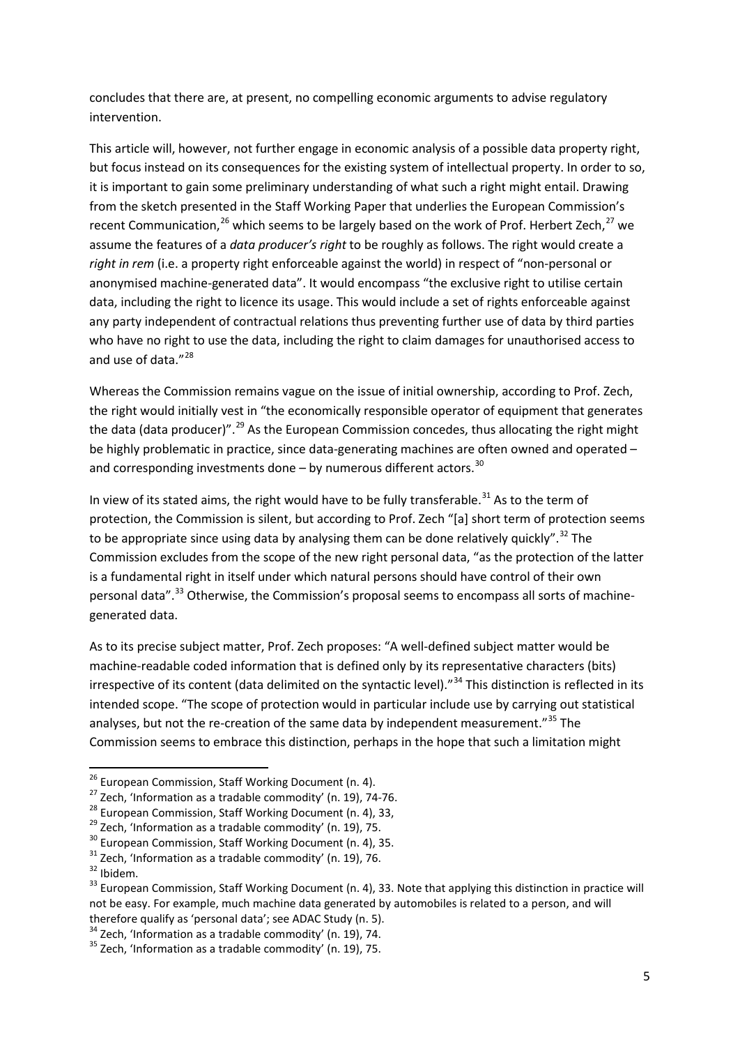concludes that there are, at present, no compelling economic arguments to advise regulatory intervention.

This article will, however, not further engage in economic analysis of a possible data property right, but focus instead on its consequences for the existing system of intellectual property. In order to so, it is important to gain some preliminary understanding of what such a right might entail. Drawing from the sketch presented in the Staff Working Paper that underlies the European Commission's recent Communication,[26] which seems to be largely based on the work of Prof. Herbert Zech,[27] we assume the features of a *data producer's right* to be roughly as follows. The right would create a *right in rem* (i.e. a property right enforceable against the world) in respect of "non-personal or anonymised machine-generated data". It would encompass "the exclusive right to utilise certain data, including the right to licence its usage. This would include a set of rights enforceable against any party independent of contractual relations thus preventing further use of data by third parties who have no right to use the data, including the right to claim damages for unauthorised access to and use of data."[28]

Whereas the Commission remains vague on the issue of initial ownership, according to Prof. Zech, the right would initially vest in "the economically responsible operator of equipment that generates the data (data producer)".[29] As the European Commission concedes, thus allocating the right might be highly problematic in practice, since data-generating machines are often owned and operated – and corresponding investments done – by numerous different actors.[30]

In view of its stated aims, the right would have to be fully transferable.[31] As to the term of protection, the Commission is silent, but according to Prof. Zech "[a] short term of protection seems to be appropriate since using data by analysing them can be done relatively quickly".[32] The Commission excludes from the scope of the new right personal data, "as the protection of the latter is a fundamental right in itself under which natural persons should have control of their own personal data".[33] Otherwise, the Commission's proposal seems to encompass all sorts of machine-generated data.

As to its precise subject matter, Prof. Zech proposes: "A well-defined subject matter would be machine-readable coded information that is defined only by its representative characters (bits) irrespective of its content (data delimited on the syntactic level)."[34] This distinction is reflected in its intended scope. "The scope of protection would in particular include use by carrying out statistical analyses, but not the re-creation of the same data by independent measurement."[35] The Commission seems to embrace this distinction, perhaps in the hope that such a limitation might

---

[26] European Commission, Staff Working Document (n. 4).

[27] Zech, 'Information as a tradable commodity' (n. 19), 74-76.

[28] European Commission, Staff Working Document (n. 4), 33,

[29] Zech, 'Information as a tradable commodity' (n. 19), 75.

[30] European Commission, Staff Working Document (n. 4), 35.

[31] Zech, 'Information as a tradable commodity' (n. 19), 76.

[32] Ibidem.

[33] European Commission, Staff Working Document (n. 4), 33. Note that applying this distinction in practice will not be easy. For example, much machine data generated by automobiles is related to a person, and will therefore qualify as 'personal data'; see ADAC Study (n. 5).

[34] Zech, 'Information as a tradable commodity' (n. 19), 74.

[35] Zech, 'Information as a tradable commodity' (n. 19), 75.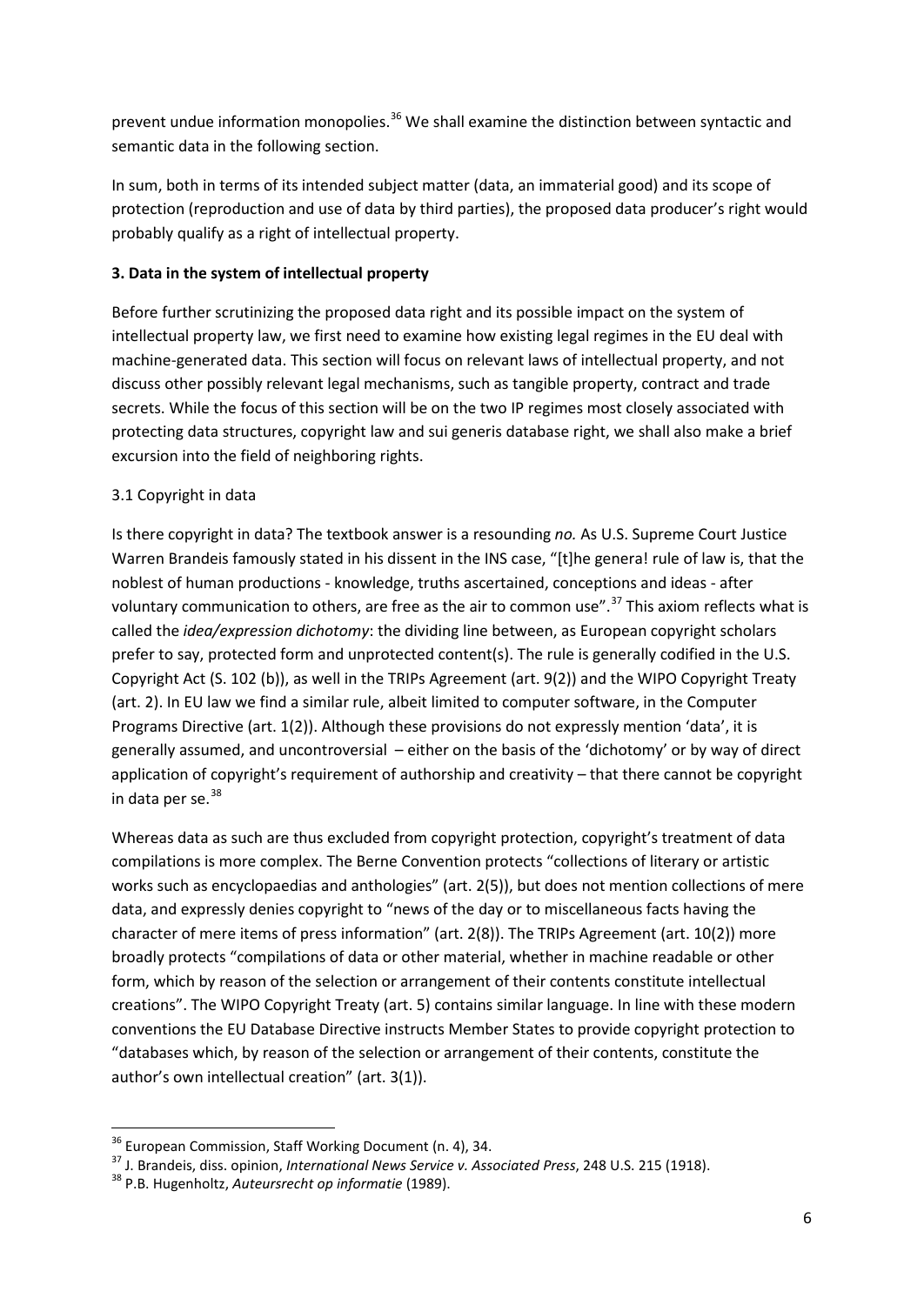prevent undue information monopolies.[36] We shall examine the distinction between syntactic and semantic data in the following section.

In sum, both in terms of its intended subject matter (data, an immaterial good) and its scope of protection (reproduction and use of data by third parties), the proposed data producer's right would probably qualify as a right of intellectual property.

**3. Data in the system of intellectual property**

Before further scrutinizing the proposed data right and its possible impact on the system of intellectual property law, we first need to examine how existing legal regimes in the EU deal with machine-generated data. This section will focus on relevant laws of intellectual property, and not discuss other possibly relevant legal mechanisms, such as tangible property, contract and trade secrets. While the focus of this section will be on the two IP regimes most closely associated with protecting data structures, copyright law and sui generis database right, we shall also make a brief excursion into the field of neighboring rights.

3.1 Copyright in data

Is there copyright in data? The textbook answer is a resounding *no.* As U.S. Supreme Court Justice Warren Brandeis famously stated in his dissent in the INS case, "[t]he genera! rule of law is, that the noblest of human productions - knowledge, truths ascertained, conceptions and ideas - after voluntary communication to others, are free as the air to common use".[37] This axiom reflects what is called the *idea/expression dichotomy*: the dividing line between, as European copyright scholars prefer to say, protected form and unprotected content(s). The rule is generally codified in the U.S. Copyright Act (S. 102 (b)), as well in the TRIPs Agreement (art. 9(2)) and the WIPO Copyright Treaty (art. 2). In EU law we find a similar rule, albeit limited to computer software, in the Computer Programs Directive (art. 1(2)). Although these provisions do not expressly mention 'data', it is generally assumed, and uncontroversial – either on the basis of the 'dichotomy' or by way of direct application of copyright's requirement of authorship and creativity – that there cannot be copyright in data per se.[38]

Whereas data as such are thus excluded from copyright protection, copyright's treatment of data compilations is more complex. The Berne Convention protects "collections of literary or artistic works such as encyclopaedias and anthologies" (art. 2(5)), but does not mention collections of mere data, and expressly denies copyright to "news of the day or to miscellaneous facts having the character of mere items of press information" (art. 2(8)). The TRIPs Agreement (art. 10(2)) more broadly protects "compilations of data or other material, whether in machine readable or other form, which by reason of the selection or arrangement of their contents constitute intellectual creations". The WIPO Copyright Treaty (art. 5) contains similar language. In line with these modern conventions the EU Database Directive instructs Member States to provide copyright protection to "databases which, by reason of the selection or arrangement of their contents, constitute the author's own intellectual creation" (art. 3(1)).

---

[36] European Commission, Staff Working Document (n. 4), 34.

[37] J. Brandeis, diss. opinion, *International News Service v. Associated Press*, 248 U.S. 215 (1918).

[38] P.B. Hugenholtz, *Auteursrecht op informatie* (1989).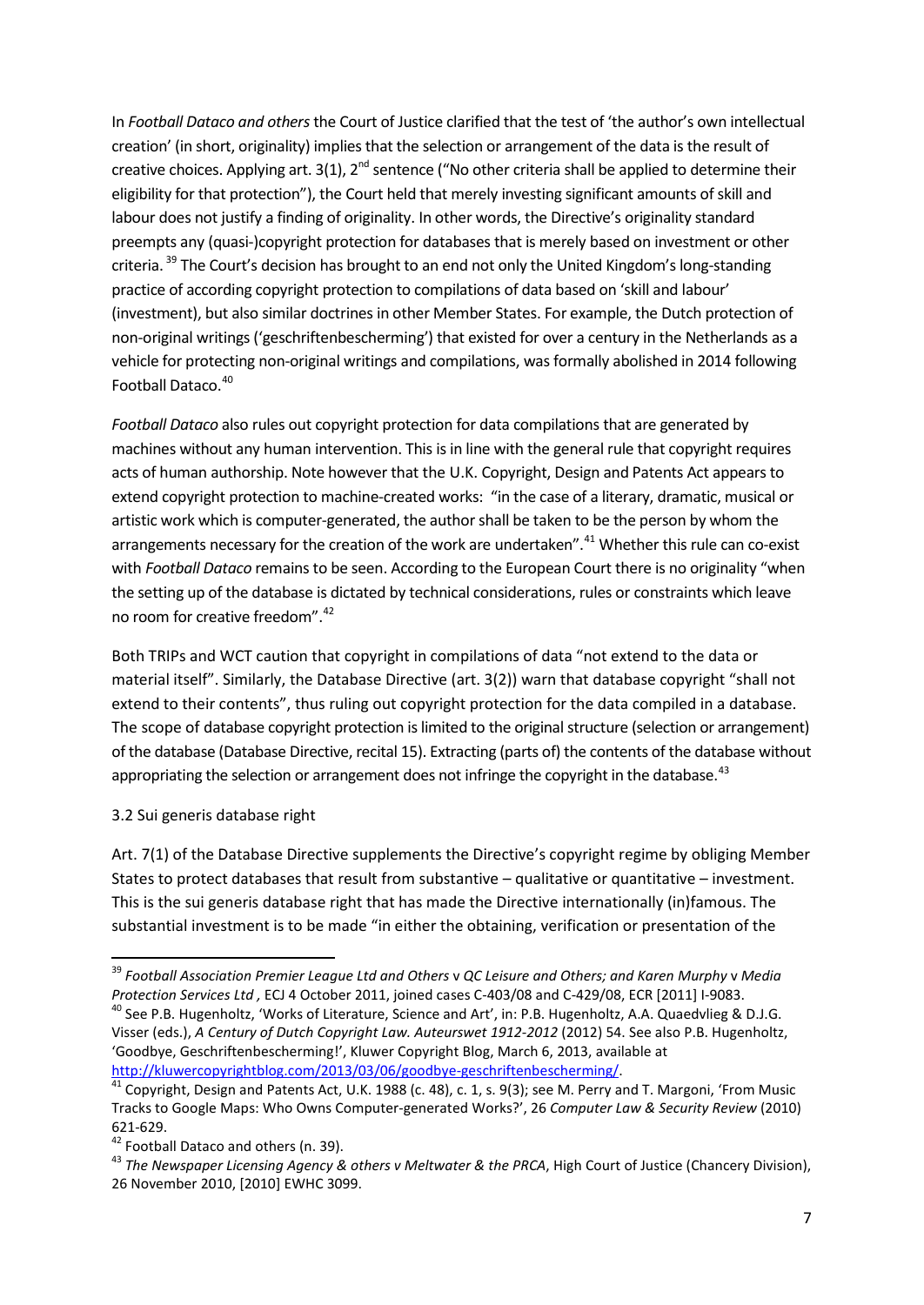In *Football Dataco and others* the Court of Justice clarified that the test of 'the author's own intellectual creation' (in short, originality) implies that the selection or arrangement of the data is the result of creative choices. Applying art. 3(1), 2nd sentence ("No other criteria shall be applied to determine their eligibility for that protection"), the Court held that merely investing significant amounts of skill and labour does not justify a finding of originality. In other words, the Directive's originality standard preempts any (quasi-)copyright protection for databases that is merely based on investment or other criteria. [39] The Court's decision has brought to an end not only the United Kingdom's long-standing practice of according copyright protection to compilations of data based on 'skill and labour' (investment), but also similar doctrines in other Member States. For example, the Dutch protection of non-original writings ('geschriftenbescherming') that existed for over a century in the Netherlands as a vehicle for protecting non-original writings and compilations, was formally abolished in 2014 following Football Dataco.[40]

*Football Dataco* also rules out copyright protection for data compilations that are generated by machines without any human intervention. This is in line with the general rule that copyright requires acts of human authorship. Note however that the U.K. Copyright, Design and Patents Act appears to extend copyright protection to machine-created works: "in the case of a literary, dramatic, musical or artistic work which is computer-generated, the author shall be taken to be the person by whom the arrangements necessary for the creation of the work are undertaken".[41] Whether this rule can co-exist with *Football Dataco* remains to be seen. According to the European Court there is no originality "when the setting up of the database is dictated by technical considerations, rules or constraints which leave no room for creative freedom".[42]

Both TRIPs and WCT caution that copyright in compilations of data "not extend to the data or material itself". Similarly, the Database Directive (art. 3(2)) warn that database copyright "shall not extend to their contents", thus ruling out copyright protection for the data compiled in a database. The scope of database copyright protection is limited to the original structure (selection or arrangement) of the database (Database Directive, recital 15). Extracting (parts of) the contents of the database without appropriating the selection or arrangement does not infringe the copyright in the database.[43]

3.2 Sui generis database right

Art. 7(1) of the Database Directive supplements the Directive's copyright regime by obliging Member States to protect databases that result from substantive – qualitative or quantitative – investment. This is the sui generis database right that has made the Directive internationally (in)famous. The substantial investment is to be made "in either the obtaining, verification or presentation of the

---

[39] *Football Association Premier League Ltd and Others* v *QC Leisure and Others; and Karen Murphy* v *Media Protection Services Ltd* , ECJ 4 October 2011, joined cases C-403/08 and C-429/08, ECR [2011] I-9083.

[40] See P.B. Hugenholtz, 'Works of Literature, Science and Art', in: P.B. Hugenholtz, A.A. Quaedvlieg & D.J.G. Visser (eds.), *A Century of Dutch Copyright Law. Auteurswet 1912-2012* (2012) 54. See also P.B. Hugenholtz, 'Goodbye, Geschriftenbescherming!', Kluwer Copyright Blog, March 6, 2013, available at http://kluwercopyrightblog.com/2013/03/06/goodbye-geschriftenbescherming/.

[41] Copyright, Design and Patents Act, U.K. 1988 (c. 48), c. 1, s. 9(3); see M. Perry and T. Margoni, 'From Music Tracks to Google Maps: Who Owns Computer-generated Works?', 26 *Computer Law & Security Review* (2010) 621-629.

[42] Football Dataco and others (n. 39).

[43] *The Newspaper Licensing Agency & others v Meltwater & the PRCA*, High Court of Justice (Chancery Division), 26 November 2010, [2010] EWHC 3099.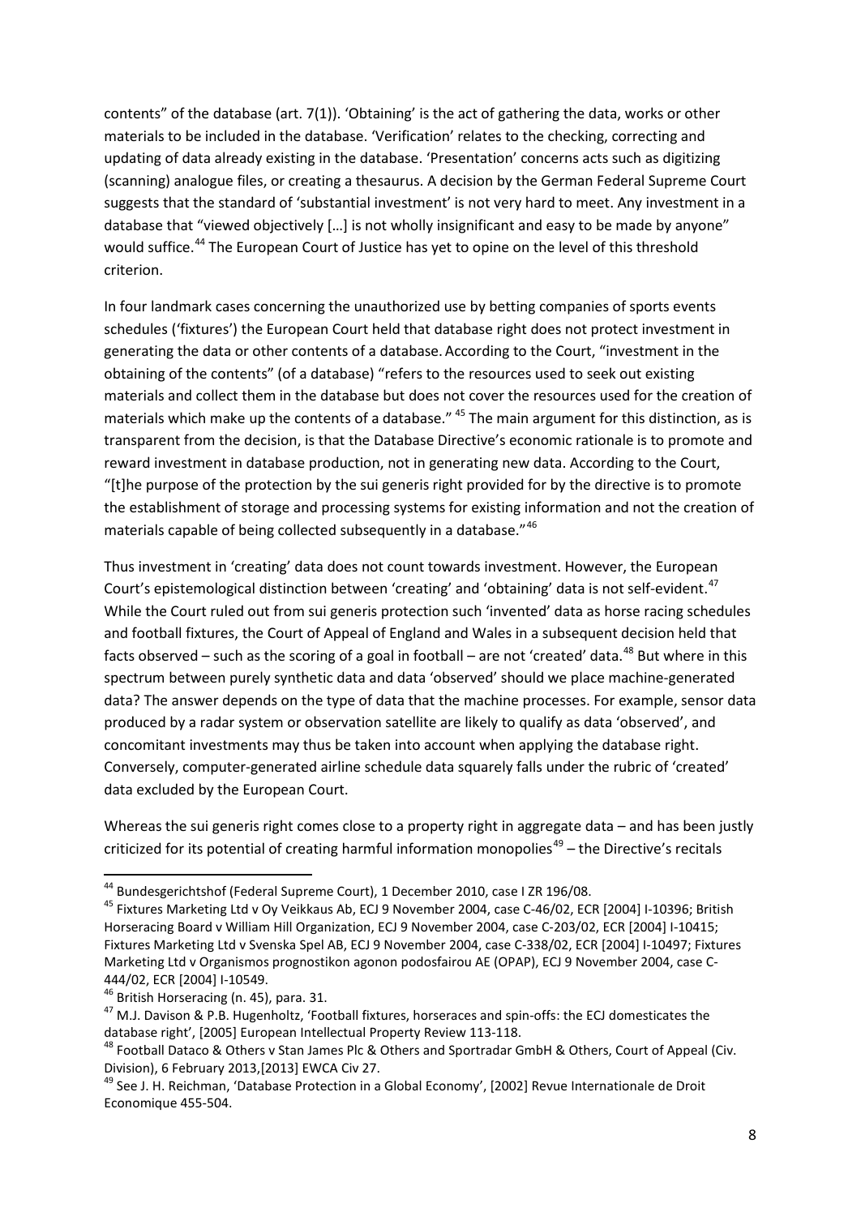contents" of the database (art. 7(1)). 'Obtaining' is the act of gathering the data, works or other materials to be included in the database. 'Verification' relates to the checking, correcting and updating of data already existing in the database. 'Presentation' concerns acts such as digitizing (scanning) analogue files, or creating a thesaurus. A decision by the German Federal Supreme Court suggests that the standard of 'substantial investment' is not very hard to meet. Any investment in a database that "viewed objectively […] is not wholly insignificant and easy to be made by anyone" would suffice.[44] The European Court of Justice has yet to opine on the level of this threshold criterion.

In four landmark cases concerning the unauthorized use by betting companies of sports events schedules ('fixtures') the European Court held that database right does not protect investment in generating the data or other contents of a database. According to the Court, "investment in the obtaining of the contents" (of a database) "refers to the resources used to seek out existing materials and collect them in the database but does not cover the resources used for the creation of materials which make up the contents of a database." [45] The main argument for this distinction, as is transparent from the decision, is that the Database Directive's economic rationale is to promote and reward investment in database production, not in generating new data. According to the Court, "[t]he purpose of the protection by the sui generis right provided for by the directive is to promote the establishment of storage and processing systems for existing information and not the creation of materials capable of being collected subsequently in a database."[46]

Thus investment in 'creating' data does not count towards investment. However, the European Court's epistemological distinction between 'creating' and 'obtaining' data is not self-evident.[47] While the Court ruled out from sui generis protection such 'invented' data as horse racing schedules and football fixtures, the Court of Appeal of England and Wales in a subsequent decision held that facts observed – such as the scoring of a goal in football – are not 'created' data.[48] But where in this spectrum between purely synthetic data and data 'observed' should we place machine-generated data? The answer depends on the type of data that the machine processes. For example, sensor data produced by a radar system or observation satellite are likely to qualify as data 'observed', and concomitant investments may thus be taken into account when applying the database right. Conversely, computer-generated airline schedule data squarely falls under the rubric of 'created' data excluded by the European Court.

Whereas the sui generis right comes close to a property right in aggregate data – and has been justly criticized for its potential of creating harmful information monopolies[49] – the Directive's recitals

---

[44] Bundesgerichtshof (Federal Supreme Court), 1 December 2010, case I ZR 196/08.

[45] Fixtures Marketing Ltd v Oy Veikkaus Ab, ECJ 9 November 2004, case C-46/02, ECR [2004] I-10396; British Horseracing Board v William Hill Organization, ECJ 9 November 2004, case C-203/02, ECR [2004] I-10415; Fixtures Marketing Ltd v Svenska Spel AB, ECJ 9 November 2004, case C-338/02, ECR [2004] I-10497; Fixtures Marketing Ltd v Organismos prognostikon agonon podosfairou AE (OPAP), ECJ 9 November 2004, case C-444/02, ECR [2004] I-10549.

[46] British Horseracing (n. 45), para. 31.

[47] M.J. Davison & P.B. Hugenholtz, 'Football fixtures, horseraces and spin-offs: the ECJ domesticates the database right', [2005] European Intellectual Property Review 113-118.

[48] Football Dataco & Others v Stan James Plc & Others and Sportradar GmbH & Others, Court of Appeal (Civ. Division), 6 February 2013,[2013] EWCA Civ 27.

[49] See J. H. Reichman, 'Database Protection in a Global Economy', [2002] Revue Internationale de Droit Economique 455-504.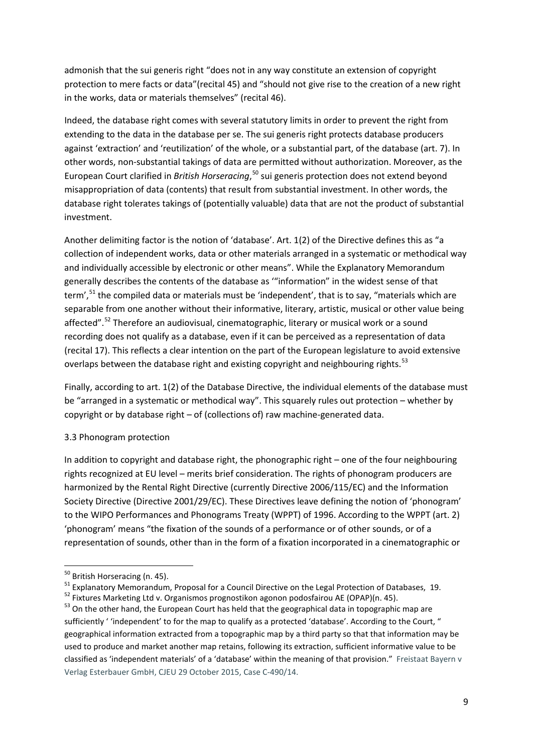admonish that the sui generis right "does not in any way constitute an extension of copyright protection to mere facts or data"(recital 45) and "should not give rise to the creation of a new right in the works, data or materials themselves" (recital 46).

Indeed, the database right comes with several statutory limits in order to prevent the right from extending to the data in the database per se. The sui generis right protects database producers against 'extraction' and 'reutilization' of the whole, or a substantial part, of the database (art. 7). In other words, non-substantial takings of data are permitted without authorization. Moreover, as the European Court clarified in *British Horseracing*,[50] sui generis protection does not extend beyond misappropriation of data (contents) that result from substantial investment. In other words, the database right tolerates takings of (potentially valuable) data that are not the product of substantial investment.

Another delimiting factor is the notion of 'database'. Art. 1(2) of the Directive defines this as "a collection of independent works, data or other materials arranged in a systematic or methodical way and individually accessible by electronic or other means". While the Explanatory Memorandum generally describes the contents of the database as '"information" in the widest sense of that term',[51] the compiled data or materials must be 'independent', that is to say, "materials which are separable from one another without their informative, literary, artistic, musical or other value being affected".[52] Therefore an audiovisual, cinematographic, literary or musical work or a sound recording does not qualify as a database, even if it can be perceived as a representation of data (recital 17). This reflects a clear intention on the part of the European legislature to avoid extensive overlaps between the database right and existing copyright and neighbouring rights.[53]

Finally, according to art. 1(2) of the Database Directive, the individual elements of the database must be "arranged in a systematic or methodical way". This squarely rules out protection – whether by copyright or by database right – of (collections of) raw machine-generated data.

### 3.3 Phonogram protection

In addition to copyright and database right, the phonographic right – one of the four neighbouring rights recognized at EU level – merits brief consideration. The rights of phonogram producers are harmonized by the Rental Right Directive (currently Directive 2006/115/EC) and the Information Society Directive (Directive 2001/29/EC). These Directives leave defining the notion of 'phonogram' to the WIPO Performances and Phonograms Treaty (WPPT) of 1996. According to the WPPT (art. 2) 'phonogram' means "the fixation of the sounds of a performance or of other sounds, or of a representation of sounds, other than in the form of a fixation incorporated in a cinematographic or

---

[50] British Horseracing (n. 45).

[51] Explanatory Memorandum, Proposal for a Council Directive on the Legal Protection of Databases, 19.

[52] Fixtures Marketing Ltd v. Organismos prognostikon agonon podosfairou AE (OPAP)(n. 45).

[53] On the other hand, the European Court has held that the geographical data in topographic map are sufficiently ' 'independent' to for the map to qualify as a protected 'database'. According to the Court, " geographical information extracted from a topographic map by a third party so that that information may be used to produce and market another map retains, following its extraction, sufficient informative value to be classified as 'independent materials' of a 'database' within the meaning of that provision." Freistaat Bayern v Verlag Esterbauer GmbH, CJEU 29 October 2015, Case C-490/14.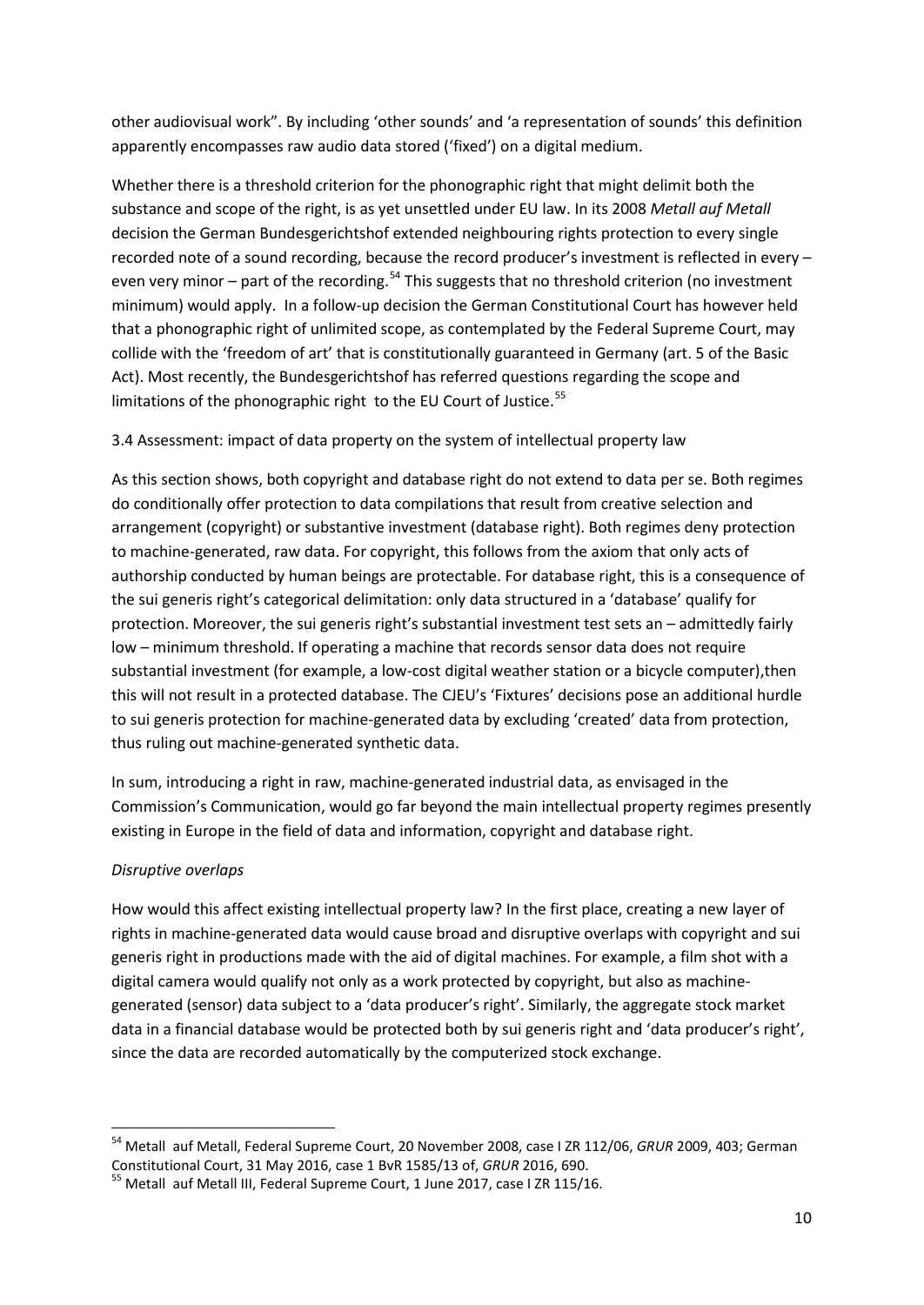other audiovisual work". By including 'other sounds' and 'a representation of sounds' this definition apparently encompasses raw audio data stored ('fixed') on a digital medium.

Whether there is a threshold criterion for the phonographic right that might delimit both the substance and scope of the right, is as yet unsettled under EU law. In its 2008 *Metall auf Metall* decision the German Bundesgerichtshof extended neighbouring rights protection to every single recorded note of a sound recording, because the record producer's investment is reflected in every – even very minor – part of the recording.[54] This suggests that no threshold criterion (no investment minimum) would apply. In a follow-up decision the German Constitutional Court has however held that a phonographic right of unlimited scope, as contemplated by the Federal Supreme Court, may collide with the 'freedom of art' that is constitutionally guaranteed in Germany (art. 5 of the Basic Act). Most recently, the Bundesgerichtshof has referred questions regarding the scope and limitations of the phonographic right to the EU Court of Justice.[55]

### 3.4 Assessment: impact of data property on the system of intellectual property law

As this section shows, both copyright and database right do not extend to data per se. Both regimes do conditionally offer protection to data compilations that result from creative selection and arrangement (copyright) or substantive investment (database right). Both regimes deny protection to machine-generated, raw data. For copyright, this follows from the axiom that only acts of authorship conducted by human beings are protectable. For database right, this is a consequence of the sui generis right's categorical delimitation: only data structured in a 'database' qualify for protection. Moreover, the sui generis right's substantial investment test sets an – admittedly fairly low – minimum threshold. If operating a machine that records sensor data does not require substantial investment (for example, a low-cost digital weather station or a bicycle computer),then this will not result in a protected database. The CJEU's 'Fixtures' decisions pose an additional hurdle to sui generis protection for machine-generated data by excluding 'created' data from protection, thus ruling out machine-generated synthetic data.

In sum, introducing a right in raw, machine-generated industrial data, as envisaged in the Commission's Communication, would go far beyond the main intellectual property regimes presently existing in Europe in the field of data and information, copyright and database right.

*Disruptive overlaps*

How would this affect existing intellectual property law? In the first place, creating a new layer of rights in machine-generated data would cause broad and disruptive overlaps with copyright and sui generis right in productions made with the aid of digital machines. For example, a film shot with a digital camera would qualify not only as a work protected by copyright, but also as machine-generated (sensor) data subject to a 'data producer's right'. Similarly, the aggregate stock market data in a financial database would be protected both by sui generis right and 'data producer's right', since the data are recorded automatically by the computerized stock exchange.

---

[54] Metall auf Metall, Federal Supreme Court, 20 November 2008, case I ZR 112/06, *GRUR* 2009, 403; German Constitutional Court, 31 May 2016, case 1 BvR 1585/13 of, *GRUR* 2016, 690.

[55] Metall auf Metall III, Federal Supreme Court, 1 June 2017, case I ZR 115/16.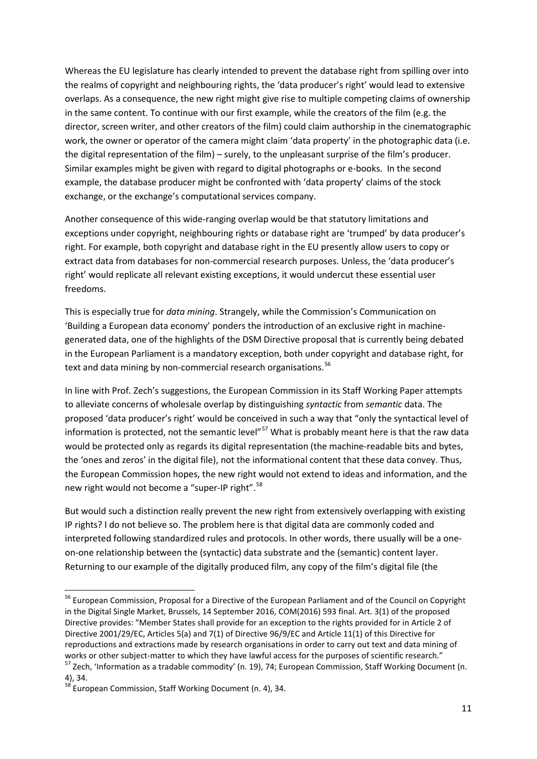Whereas the EU legislature has clearly intended to prevent the database right from spilling over into the realms of copyright and neighbouring rights, the 'data producer's right' would lead to extensive overlaps. As a consequence, the new right might give rise to multiple competing claims of ownership in the same content. To continue with our first example, while the creators of the film (e.g. the director, screen writer, and other creators of the film) could claim authorship in the cinematographic work, the owner or operator of the camera might claim 'data property' in the photographic data (i.e. the digital representation of the film) – surely, to the unpleasant surprise of the film's producer. Similar examples might be given with regard to digital photographs or e-books. In the second example, the database producer might be confronted with 'data property' claims of the stock exchange, or the exchange's computational services company.

Another consequence of this wide-ranging overlap would be that statutory limitations and exceptions under copyright, neighbouring rights or database right are 'trumped' by data producer's right. For example, both copyright and database right in the EU presently allow users to copy or extract data from databases for non-commercial research purposes. Unless, the 'data producer's right' would replicate all relevant existing exceptions, it would undercut these essential user freedoms.

This is especially true for *data mining*. Strangely, while the Commission's Communication on 'Building a European data economy' ponders the introduction of an exclusive right in machine-generated data, one of the highlights of the DSM Directive proposal that is currently being debated in the European Parliament is a mandatory exception, both under copyright and database right, for text and data mining by non-commercial research organisations.[56]

In line with Prof. Zech's suggestions, the European Commission in its Staff Working Paper attempts to alleviate concerns of wholesale overlap by distinguishing *syntactic* from *semantic* data. The proposed 'data producer's right' would be conceived in such a way that "only the syntactical level of information is protected, not the semantic level"[57] What is probably meant here is that the raw data would be protected only as regards its digital representation (the machine-readable bits and bytes, the 'ones and zeros' in the digital file), not the informational content that these data convey. Thus, the European Commission hopes, the new right would not extend to ideas and information, and the new right would not become a "super-IP right".[58]

But would such a distinction really prevent the new right from extensively overlapping with existing IP rights? I do not believe so. The problem here is that digital data are commonly coded and interpreted following standardized rules and protocols. In other words, there usually will be a one-on-one relationship between the (syntactic) data substrate and the (semantic) content layer. Returning to our example of the digitally produced film, any copy of the film's digital file (the

---

[56] European Commission, Proposal for a Directive of the European Parliament and of the Council on Copyright in the Digital Single Market, Brussels, 14 September 2016, COM(2016) 593 final. Art. 3(1) of the proposed Directive provides: "Member States shall provide for an exception to the rights provided for in Article 2 of Directive 2001/29/EC, Articles 5(a) and 7(1) of Directive 96/9/EC and Article 11(1) of this Directive for reproductions and extractions made by research organisations in order to carry out text and data mining of works or other subject-matter to which they have lawful access for the purposes of scientific research."

[57] Zech, 'Information as a tradable commodity' (n. 19), 74; European Commission, Staff Working Document (n. 4), 34.

[58] European Commission, Staff Working Document (n. 4), 34.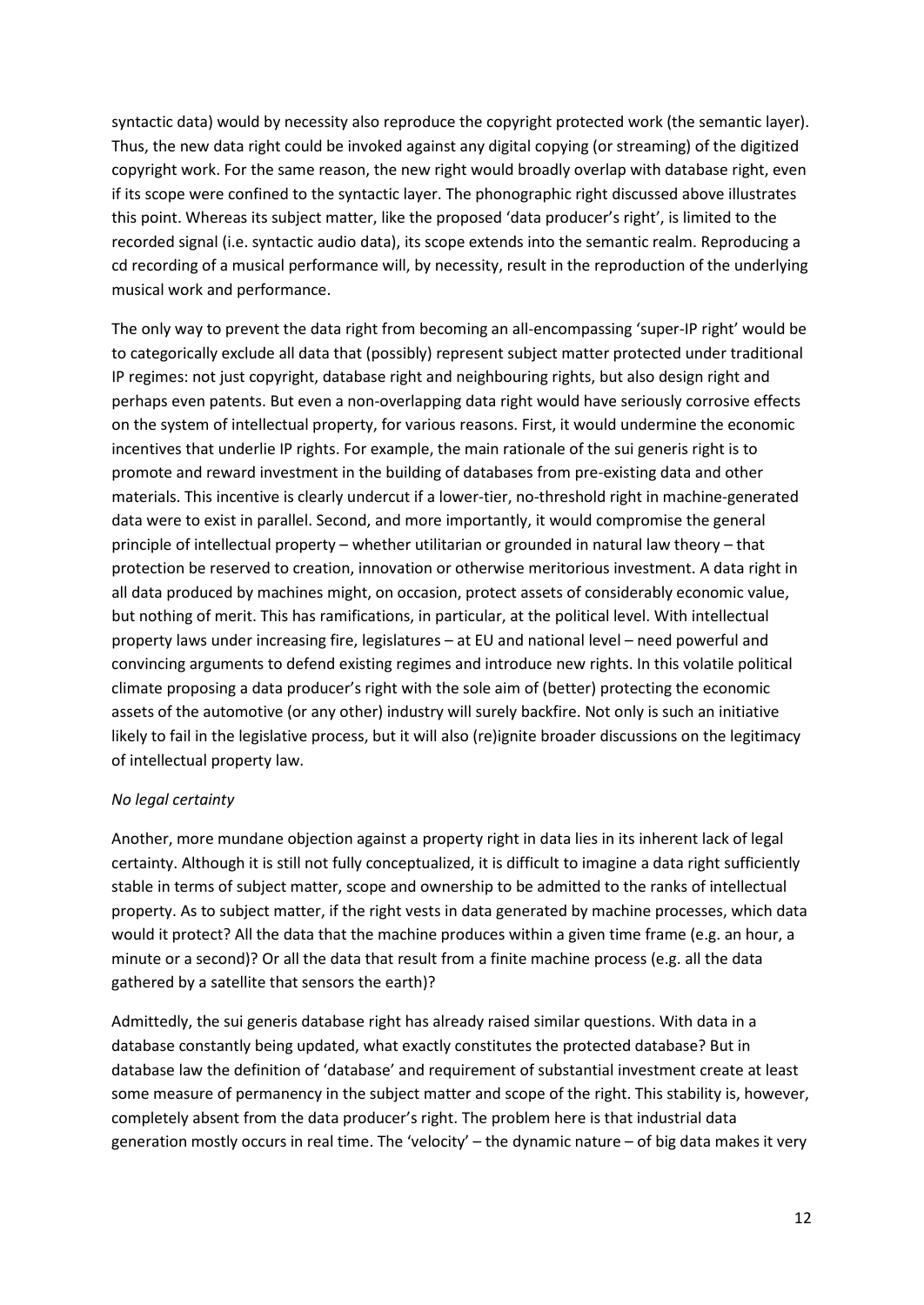syntactic data) would by necessity also reproduce the copyright protected work (the semantic layer). Thus, the new data right could be invoked against any digital copying (or streaming) of the digitized copyright work. For the same reason, the new right would broadly overlap with database right, even if its scope were confined to the syntactic layer. The phonographic right discussed above illustrates this point. Whereas its subject matter, like the proposed 'data producer's right', is limited to the recorded signal (i.e. syntactic audio data), its scope extends into the semantic realm. Reproducing a cd recording of a musical performance will, by necessity, result in the reproduction of the underlying musical work and performance.

The only way to prevent the data right from becoming an all-encompassing 'super-IP right' would be to categorically exclude all data that (possibly) represent subject matter protected under traditional IP regimes: not just copyright, database right and neighbouring rights, but also design right and perhaps even patents. But even a non-overlapping data right would have seriously corrosive effects on the system of intellectual property, for various reasons. First, it would undermine the economic incentives that underlie IP rights. For example, the main rationale of the sui generis right is to promote and reward investment in the building of databases from pre-existing data and other materials. This incentive is clearly undercut if a lower-tier, no-threshold right in machine-generated data were to exist in parallel. Second, and more importantly, it would compromise the general principle of intellectual property – whether utilitarian or grounded in natural law theory – that protection be reserved to creation, innovation or otherwise meritorious investment. A data right in all data produced by machines might, on occasion, protect assets of considerably economic value, but nothing of merit. This has ramifications, in particular, at the political level. With intellectual property laws under increasing fire, legislatures – at EU and national level – need powerful and convincing arguments to defend existing regimes and introduce new rights. In this volatile political climate proposing a data producer's right with the sole aim of (better) protecting the economic assets of the automotive (or any other) industry will surely backfire. Not only is such an initiative likely to fail in the legislative process, but it will also (re)ignite broader discussions on the legitimacy of intellectual property law.

*No legal certainty*

Another, more mundane objection against a property right in data lies in its inherent lack of legal certainty. Although it is still not fully conceptualized, it is difficult to imagine a data right sufficiently stable in terms of subject matter, scope and ownership to be admitted to the ranks of intellectual property. As to subject matter, if the right vests in data generated by machine processes, which data would it protect? All the data that the machine produces within a given time frame (e.g. an hour, a minute or a second)? Or all the data that result from a finite machine process (e.g. all the data gathered by a satellite that sensors the earth)?

Admittedly, the sui generis database right has already raised similar questions. With data in a database constantly being updated, what exactly constitutes the protected database? But in database law the definition of 'database' and requirement of substantial investment create at least some measure of permanency in the subject matter and scope of the right. This stability is, however, completely absent from the data producer's right. The problem here is that industrial data generation mostly occurs in real time. The 'velocity' – the dynamic nature – of big data makes it very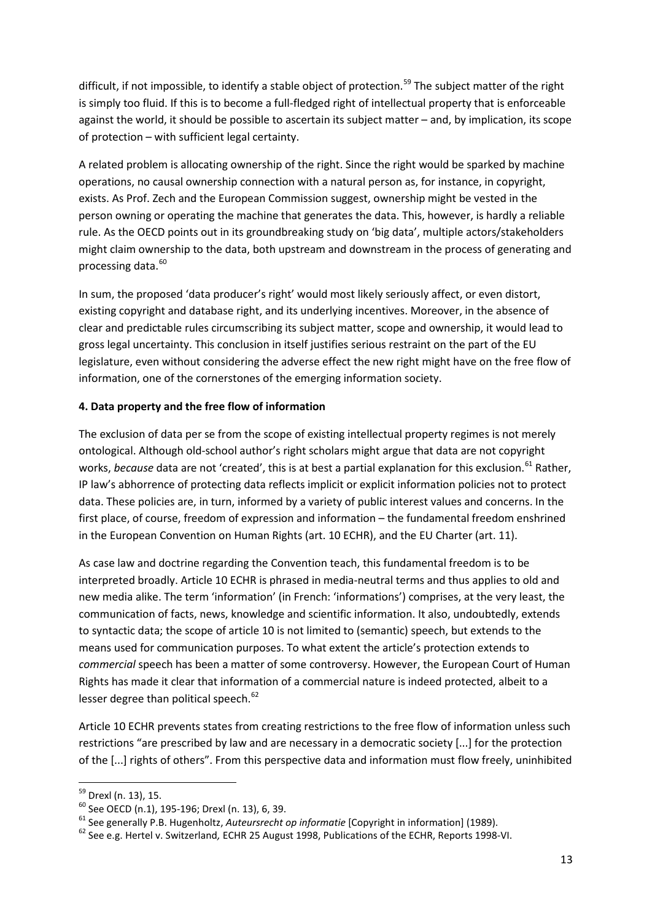difficult, if not impossible, to identify a stable object of protection.[59] The subject matter of the right is simply too fluid. If this is to become a full-fledged right of intellectual property that is enforceable against the world, it should be possible to ascertain its subject matter – and, by implication, its scope of protection – with sufficient legal certainty.

A related problem is allocating ownership of the right. Since the right would be sparked by machine operations, no causal ownership connection with a natural person as, for instance, in copyright, exists. As Prof. Zech and the European Commission suggest, ownership might be vested in the person owning or operating the machine that generates the data. This, however, is hardly a reliable rule. As the OECD points out in its groundbreaking study on 'big data', multiple actors/stakeholders might claim ownership to the data, both upstream and downstream in the process of generating and processing data.[60]

In sum, the proposed 'data producer's right' would most likely seriously affect, or even distort, existing copyright and database right, and its underlying incentives. Moreover, in the absence of clear and predictable rules circumscribing its subject matter, scope and ownership, it would lead to gross legal uncertainty. This conclusion in itself justifies serious restraint on the part of the EU legislature, even without considering the adverse effect the new right might have on the free flow of information, one of the cornerstones of the emerging information society.

### 4. Data property and the free flow of information

The exclusion of data per se from the scope of existing intellectual property regimes is not merely ontological. Although old-school author's right scholars might argue that data are not copyright works, *because* data are not 'created', this is at best a partial explanation for this exclusion.[61] Rather, IP law's abhorrence of protecting data reflects implicit or explicit information policies not to protect data. These policies are, in turn, informed by a variety of public interest values and concerns. In the first place, of course, freedom of expression and information – the fundamental freedom enshrined in the European Convention on Human Rights (art. 10 ECHR), and the EU Charter (art. 11).

As case law and doctrine regarding the Convention teach, this fundamental freedom is to be interpreted broadly. Article 10 ECHR is phrased in media-neutral terms and thus applies to old and new media alike. The term 'information' (in French: 'informations') comprises, at the very least, the communication of facts, news, knowledge and scientific information. It also, undoubtedly, extends to syntactic data; the scope of article 10 is not limited to (semantic) speech, but extends to the means used for communication purposes. To what extent the article's protection extends to *commercial* speech has been a matter of some controversy. However, the European Court of Human Rights has made it clear that information of a commercial nature is indeed protected, albeit to a lesser degree than political speech.[62]

Article 10 ECHR prevents states from creating restrictions to the free flow of information unless such restrictions "are prescribed by law and are necessary in a democratic society [...] for the protection of the [...] rights of others". From this perspective data and information must flow freely, uninhibited

---

[59] Drexl (n. 13), 15.

[60] See OECD (n.1), 195-196; Drexl (n. 13), 6, 39.

[61] See generally P.B. Hugenholtz, *Auteursrecht op informatie* [Copyright in information] (1989).

[62] See e.g. Hertel v. Switzerland*,* ECHR 25 August 1998, Publications of the ECHR, Reports 1998-VI.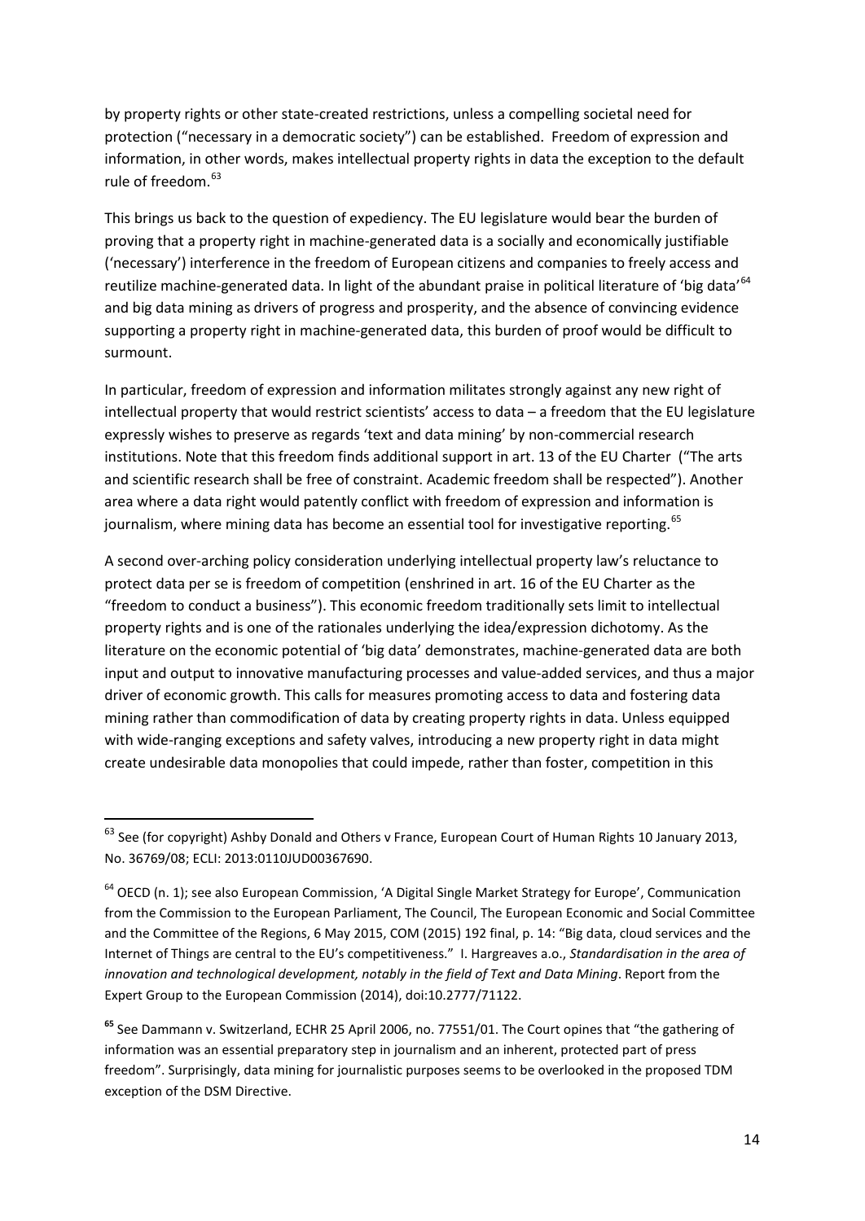by property rights or other state-created restrictions, unless a compelling societal need for protection ("necessary in a democratic society") can be established. Freedom of expression and information, in other words, makes intellectual property rights in data the exception to the default rule of freedom.[63]

This brings us back to the question of expediency. The EU legislature would bear the burden of proving that a property right in machine-generated data is a socially and economically justifiable ('necessary') interference in the freedom of European citizens and companies to freely access and reutilize machine-generated data. In light of the abundant praise in political literature of 'big data'[64] and big data mining as drivers of progress and prosperity, and the absence of convincing evidence supporting a property right in machine-generated data, this burden of proof would be difficult to surmount.

In particular, freedom of expression and information militates strongly against any new right of intellectual property that would restrict scientists' access to data – a freedom that the EU legislature expressly wishes to preserve as regards 'text and data mining' by non-commercial research institutions. Note that this freedom finds additional support in art. 13 of the EU Charter ("The arts and scientific research shall be free of constraint. Academic freedom shall be respected"). Another area where a data right would patently conflict with freedom of expression and information is journalism, where mining data has become an essential tool for investigative reporting.[65]

A second over-arching policy consideration underlying intellectual property law's reluctance to protect data per se is freedom of competition (enshrined in art. 16 of the EU Charter as the "freedom to conduct a business"). This economic freedom traditionally sets limit to intellectual property rights and is one of the rationales underlying the idea/expression dichotomy. As the literature on the economic potential of 'big data' demonstrates, machine-generated data are both input and output to innovative manufacturing processes and value-added services, and thus a major driver of economic growth. This calls for measures promoting access to data and fostering data mining rather than commodification of data by creating property rights in data. Unless equipped with wide-ranging exceptions and safety valves, introducing a new property right in data might create undesirable data monopolies that could impede, rather than foster, competition in this

---

[63] See (for copyright) Ashby Donald and Others v France, European Court of Human Rights 10 January 2013, No. 36769/08; ECLI: 2013:0110JUD00367690.

[64] OECD (n. 1); see also European Commission, 'A Digital Single Market Strategy for Europe', Communication from the Commission to the European Parliament, The Council, The European Economic and Social Committee and the Committee of the Regions, 6 May 2015, COM (2015) 192 final, p. 14: "Big data, cloud services and the Internet of Things are central to the EU's competitiveness." I. Hargreaves a.o., *Standardisation in the area of innovation and technological development, notably in the field of Text and Data Mining*. Report from the Expert Group to the European Commission (2014), doi:10.2777/71122.

[65] See Dammann v. Switzerland, ECHR 25 April 2006, no. 77551/01. The Court opines that "the gathering of information was an essential preparatory step in journalism and an inherent, protected part of press freedom". Surprisingly, data mining for journalistic purposes seems to be overlooked in the proposed TDM exception of the DSM Directive.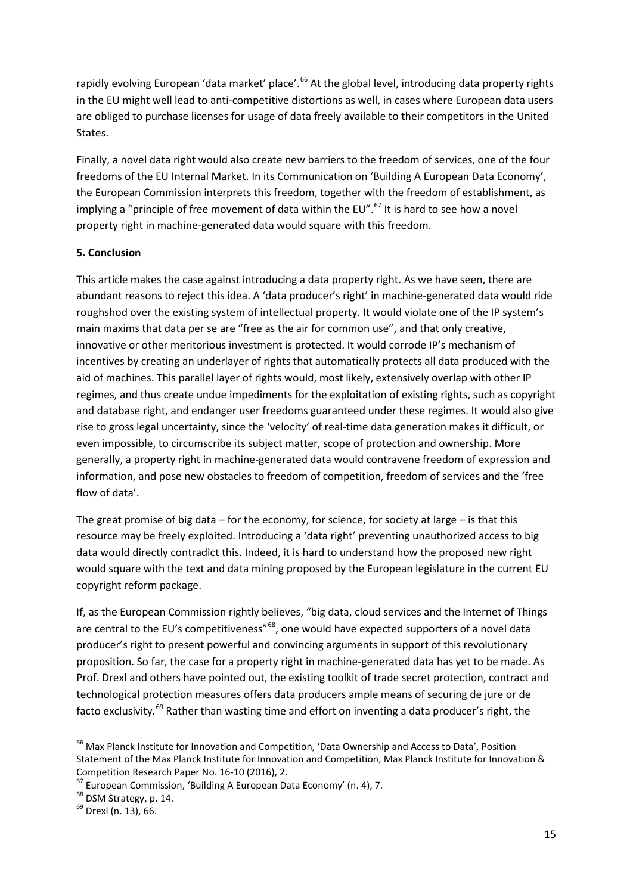rapidly evolving European 'data market' place'.[66] At the global level, introducing data property rights in the EU might well lead to anti-competitive distortions as well, in cases where European data users are obliged to purchase licenses for usage of data freely available to their competitors in the United States.

Finally, a novel data right would also create new barriers to the freedom of services, one of the four freedoms of the EU Internal Market. In its Communication on 'Building A European Data Economy', the European Commission interprets this freedom, together with the freedom of establishment, as implying a "principle of free movement of data within the EU".[67] It is hard to see how a novel property right in machine-generated data would square with this freedom.

**5. Conclusion**

This article makes the case against introducing a data property right. As we have seen, there are abundant reasons to reject this idea. A 'data producer's right' in machine-generated data would ride roughshod over the existing system of intellectual property. It would violate one of the IP system's main maxims that data per se are "free as the air for common use", and that only creative, innovative or other meritorious investment is protected. It would corrode IP's mechanism of incentives by creating an underlayer of rights that automatically protects all data produced with the aid of machines. This parallel layer of rights would, most likely, extensively overlap with other IP regimes, and thus create undue impediments for the exploitation of existing rights, such as copyright and database right, and endanger user freedoms guaranteed under these regimes. It would also give rise to gross legal uncertainty, since the 'velocity' of real-time data generation makes it difficult, or even impossible, to circumscribe its subject matter, scope of protection and ownership. More generally, a property right in machine-generated data would contravene freedom of expression and information, and pose new obstacles to freedom of competition, freedom of services and the 'free flow of data'.

The great promise of big data – for the economy, for science, for society at large – is that this resource may be freely exploited. Introducing a 'data right' preventing unauthorized access to big data would directly contradict this. Indeed, it is hard to understand how the proposed new right would square with the text and data mining proposed by the European legislature in the current EU copyright reform package.

If, as the European Commission rightly believes, "big data, cloud services and the Internet of Things are central to the EU's competitiveness"[68], one would have expected supporters of a novel data producer's right to present powerful and convincing arguments in support of this revolutionary proposition. So far, the case for a property right in machine-generated data has yet to be made. As Prof. Drexl and others have pointed out, the existing toolkit of trade secret protection, contract and technological protection measures offers data producers ample means of securing de jure or de facto exclusivity.[69] Rather than wasting time and effort on inventing a data producer's right, the

---

[66] Max Planck Institute for Innovation and Competition, 'Data Ownership and Access to Data', Position Statement of the Max Planck Institute for Innovation and Competition, Max Planck Institute for Innovation & Competition Research Paper No. 16-10 (2016), 2.

[67] European Commission, 'Building A European Data Economy' (n. 4), 7.

[68] DSM Strategy, p. 14.

[69] Drexl (n. 13), 66.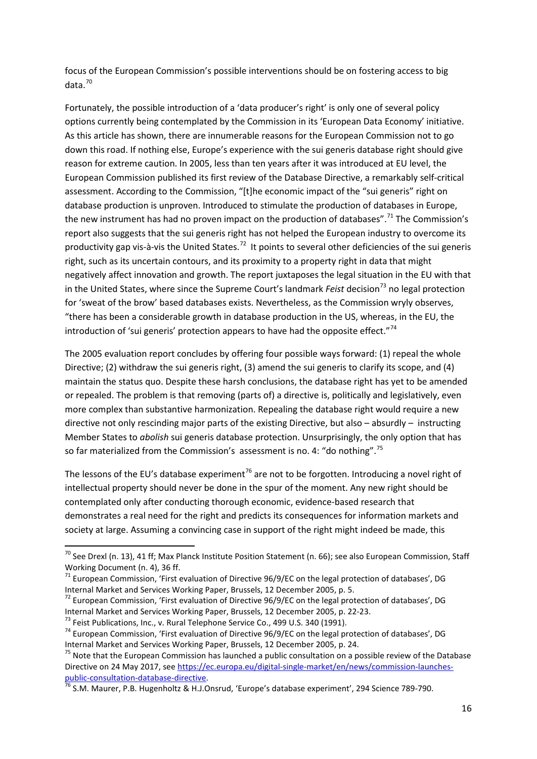focus of the European Commission's possible interventions should be on fostering access to big data.[70]

Fortunately, the possible introduction of a 'data producer's right' is only one of several policy options currently being contemplated by the Commission in its 'European Data Economy' initiative. As this article has shown, there are innumerable reasons for the European Commission not to go down this road. If nothing else, Europe's experience with the sui generis database right should give reason for extreme caution. In 2005, less than ten years after it was introduced at EU level, the European Commission published its first review of the Database Directive, a remarkably self-critical assessment. According to the Commission, "[t]he economic impact of the "sui generis" right on database production is unproven. Introduced to stimulate the production of databases in Europe, the new instrument has had no proven impact on the production of databases".[71] The Commission's report also suggests that the sui generis right has not helped the European industry to overcome its productivity gap vis-à-vis the United States.[72] It points to several other deficiencies of the sui generis right, such as its uncertain contours, and its proximity to a property right in data that might negatively affect innovation and growth. The report juxtaposes the legal situation in the EU with that in the United States, where since the Supreme Court's landmark *Feist* decision[73] no legal protection for 'sweat of the brow' based databases exists. Nevertheless, as the Commission wryly observes, "there has been a considerable growth in database production in the US, whereas, in the EU, the introduction of 'sui generis' protection appears to have had the opposite effect."[74]

The 2005 evaluation report concludes by offering four possible ways forward: (1) repeal the whole Directive; (2) withdraw the sui generis right, (3) amend the sui generis to clarify its scope, and (4) maintain the status quo. Despite these harsh conclusions, the database right has yet to be amended or repealed. The problem is that removing (parts of) a directive is, politically and legislatively, even more complex than substantive harmonization. Repealing the database right would require a new directive not only rescinding major parts of the existing Directive, but also – absurdly – instructing Member States to *abolish* sui generis database protection. Unsurprisingly, the only option that has so far materialized from the Commission's assessment is no. 4: "do nothing".[75]

The lessons of the EU's database experiment[76] are not to be forgotten. Introducing a novel right of intellectual property should never be done in the spur of the moment. Any new right should be contemplated only after conducting thorough economic, evidence-based research that demonstrates a real need for the right and predicts its consequences for information markets and society at large. Assuming a convincing case in support of the right might indeed be made, this

---

[70] See Drexl (n. 13), 41 ff; Max Planck Institute Position Statement (n. 66); see also European Commission, Staff Working Document (n. 4), 36 ff.

[71] European Commission, 'First evaluation of Directive 96/9/EC on the legal protection of databases', DG Internal Market and Services Working Paper, Brussels, 12 December 2005, p. 5.

[72] European Commission, 'First evaluation of Directive 96/9/EC on the legal protection of databases', DG Internal Market and Services Working Paper, Brussels, 12 December 2005, p. 22-23.

[73] Feist Publications, Inc., v. Rural Telephone Service Co., 499 U.S. 340 (1991).

[74] European Commission, 'First evaluation of Directive 96/9/EC on the legal protection of databases', DG Internal Market and Services Working Paper, Brussels, 12 December 2005, p. 24.

[75] Note that the European Commission has launched a public consultation on a possible review of the Database Directive on 24 May 2017, see https://ec.europa.eu/digital-single-market/en/news/commission-launches-public-consultation-database-directive.

[76] S.M. Maurer, P.B. Hugenholtz & H.J.Onsrud, 'Europe's database experiment', 294 Science 789-790.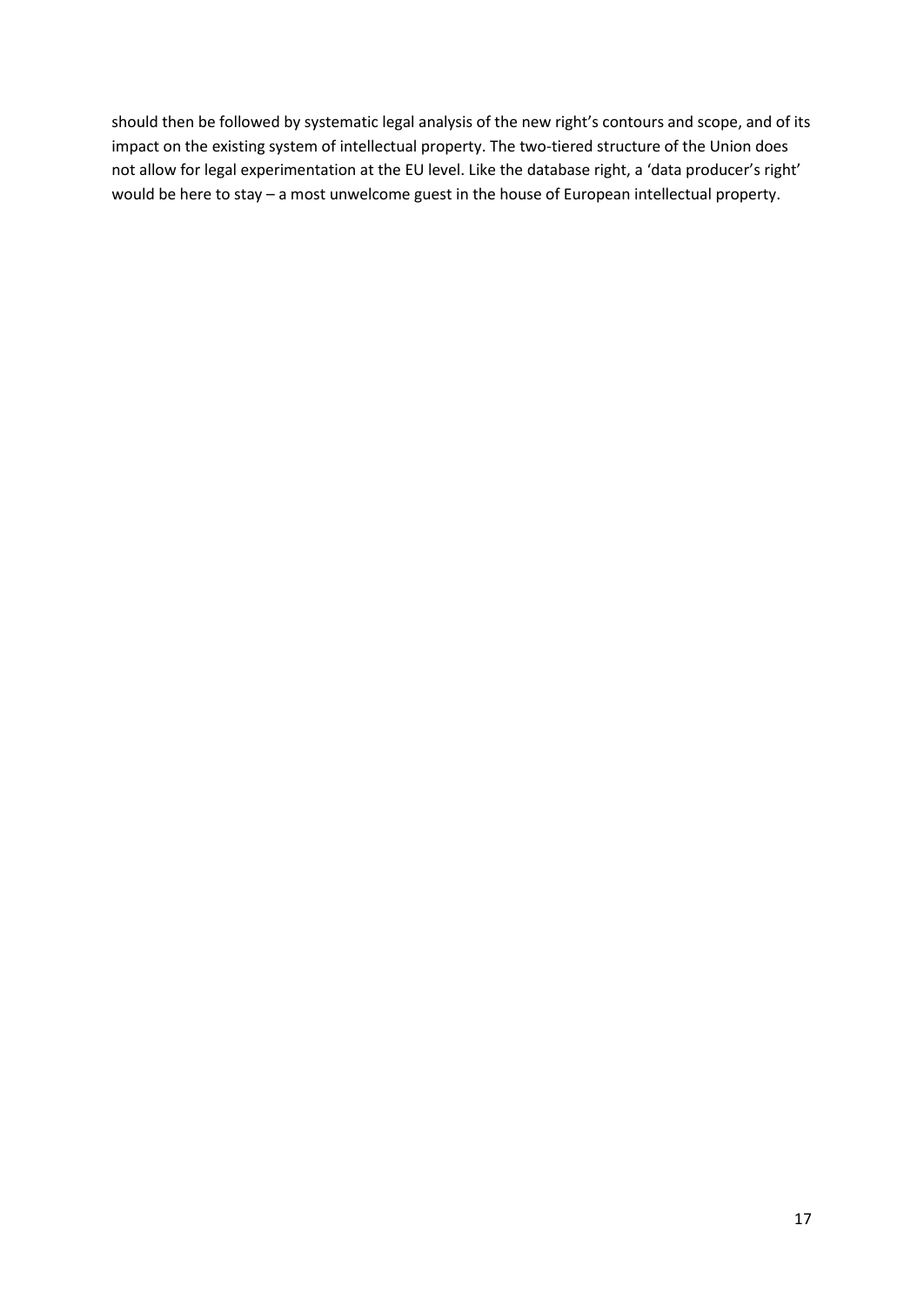should then be followed by systematic legal analysis of the new right's contours and scope, and of its impact on the existing system of intellectual property. The two-tiered structure of the Union does not allow for legal experimentation at the EU level. Like the database right, a 'data producer's right' would be here to stay – a most unwelcome guest in the house of European intellectual property.